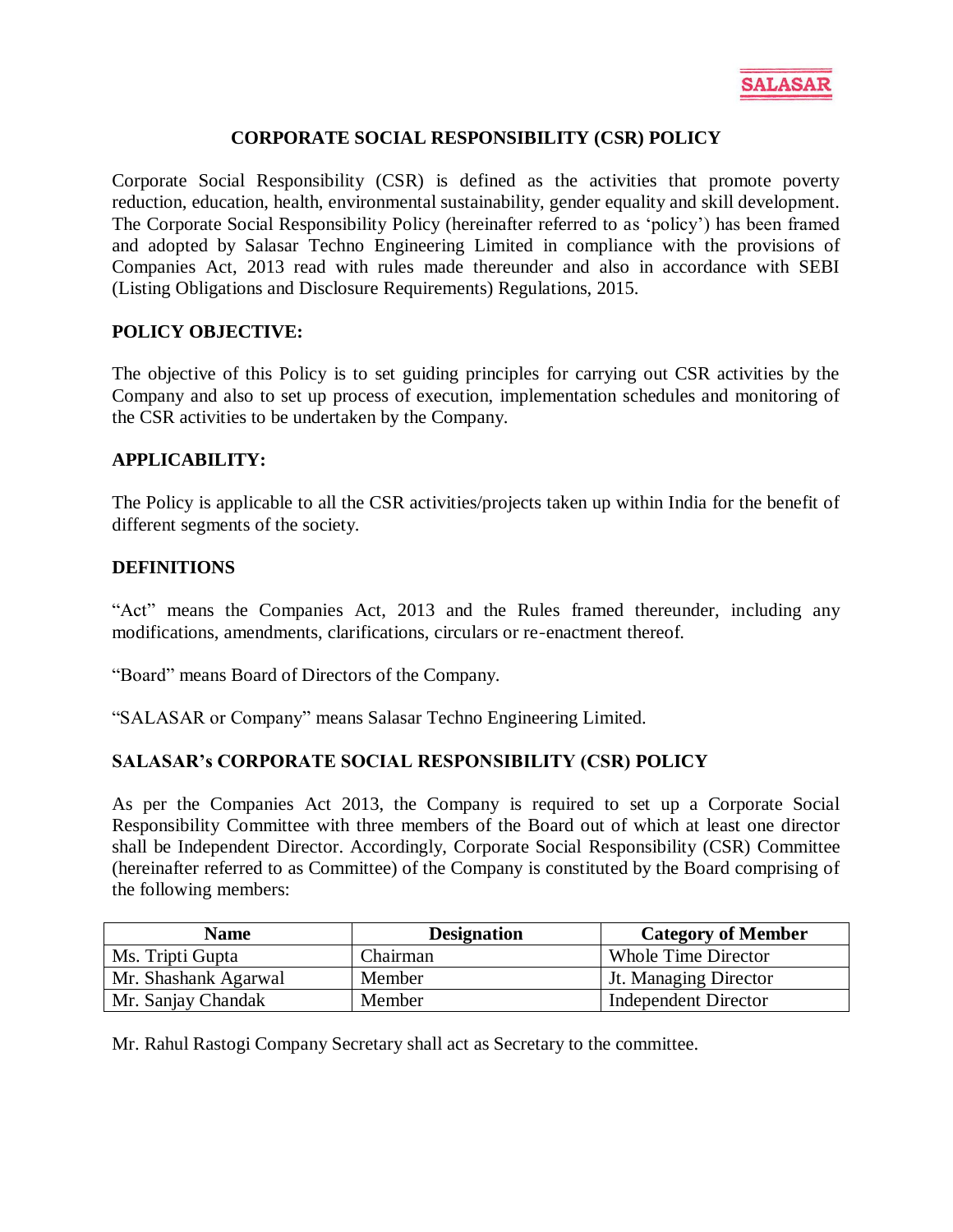# CORPORATE SOCIAL RESPONSIBILITY (CSR) POLICY

Corporate Social Responsibility (CSR) is defined as the activities that promote poverty reduction, education, health, environmental sustainability, gender equality and skill development. The Corporate Social Responsibility Policy (hereinafter referred to as 'policy') has been framed and adopted by Salasar Techno Engineering Limited in compliance with the provisions of Companies Act, 2013 read with rules made thereunder and also in accordance with SEBI (Listing Obligations and Disclosure Requirements) Regulations, 2015.

## POLICY OBJECTIVE:

The objective of this Policy is to set guiding principles for carrying out CSR activities by the Company and also to set up process of execution, implementation schedules and monitoring of the CSR activities to be undertaken by the Company.

## APPLICABILITY:

The Policy is applicable to all the CSR activities/projects taken up within India for the benefit of different segments of the society.

## DEFINITIONS

"Act" means the Companies Act, 2013 and the Rules framed thereunder, including any modifications, amendments, clarifications, circulars or re-enactment thereof.

"Board" means Board of Directors of the Company.

"SALASAR or Company" means Salasar Techno Engineering Limited.

## SALASAR's CORPORATE SOCIAL RESPONSIBILITY (CSR) POLICY

As per the Companies Act 2013, the Company is required to set up a Corporate Social Responsibility Committee with three members of the Board out of which at least one director shall be Independent Director. Accordingly, Corporate Social Responsibility (CSR) Committee (hereinafter referred to as Committee) of the Company is constituted by the Board comprising of the following members:

| Name | Designation | Category of Member |
|---|---|---|
| Ms. Tripti Gupta | Chairman | Whole Time Director |
| Mr. Shashank Agarwal | Member | Jt. Managing Director |
| Mr. Sanjay Chandak | Member | Independent Director |

Mr. Rahul Rastogi Company Secretary shall act as Secretary to the committee.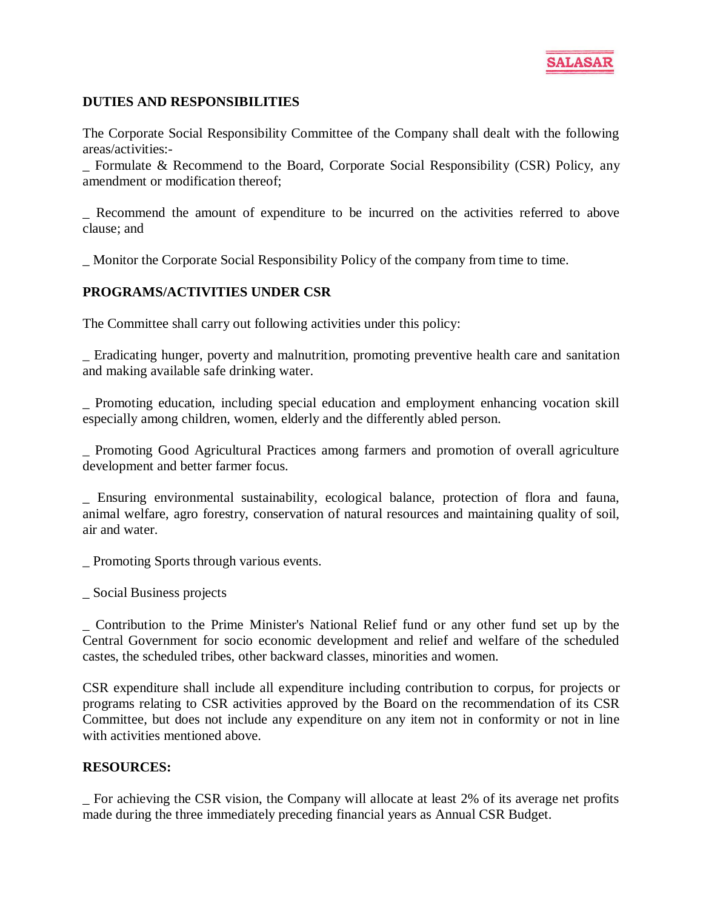## DUTIES AND RESPONSIBILITIES

The Corporate Social Responsibility Committee of the Company shall dealt with the following areas/activities:-

_ Formulate & Recommend to the Board, Corporate Social Responsibility (CSR) Policy, any amendment or modification thereof;

_ Recommend the amount of expenditure to be incurred on the activities referred to above clause; and

_ Monitor the Corporate Social Responsibility Policy of the company from time to time.

## PROGRAMS/ACTIVITIES UNDER CSR

The Committee shall carry out following activities under this policy:

_ Eradicating hunger, poverty and malnutrition, promoting preventive health care and sanitation and making available safe drinking water.

_ Promoting education, including special education and employment enhancing vocation skill especially among children, women, elderly and the differently abled person.

_ Promoting Good Agricultural Practices among farmers and promotion of overall agriculture development and better farmer focus.

_ Ensuring environmental sustainability, ecological balance, protection of flora and fauna, animal welfare, agro forestry, conservation of natural resources and maintaining quality of soil, air and water.

_ Promoting Sports through various events.

_ Social Business projects

_ Contribution to the Prime Minister's National Relief fund or any other fund set up by the Central Government for socio economic development and relief and welfare of the scheduled castes, the scheduled tribes, other backward classes, minorities and women.

CSR expenditure shall include all expenditure including contribution to corpus, for projects or programs relating to CSR activities approved by the Board on the recommendation of its CSR Committee, but does not include any expenditure on any item not in conformity or not in line with activities mentioned above.

## RESOURCES:

_ For achieving the CSR vision, the Company will allocate at least 2% of its average net profits made during the three immediately preceding financial years as Annual CSR Budget.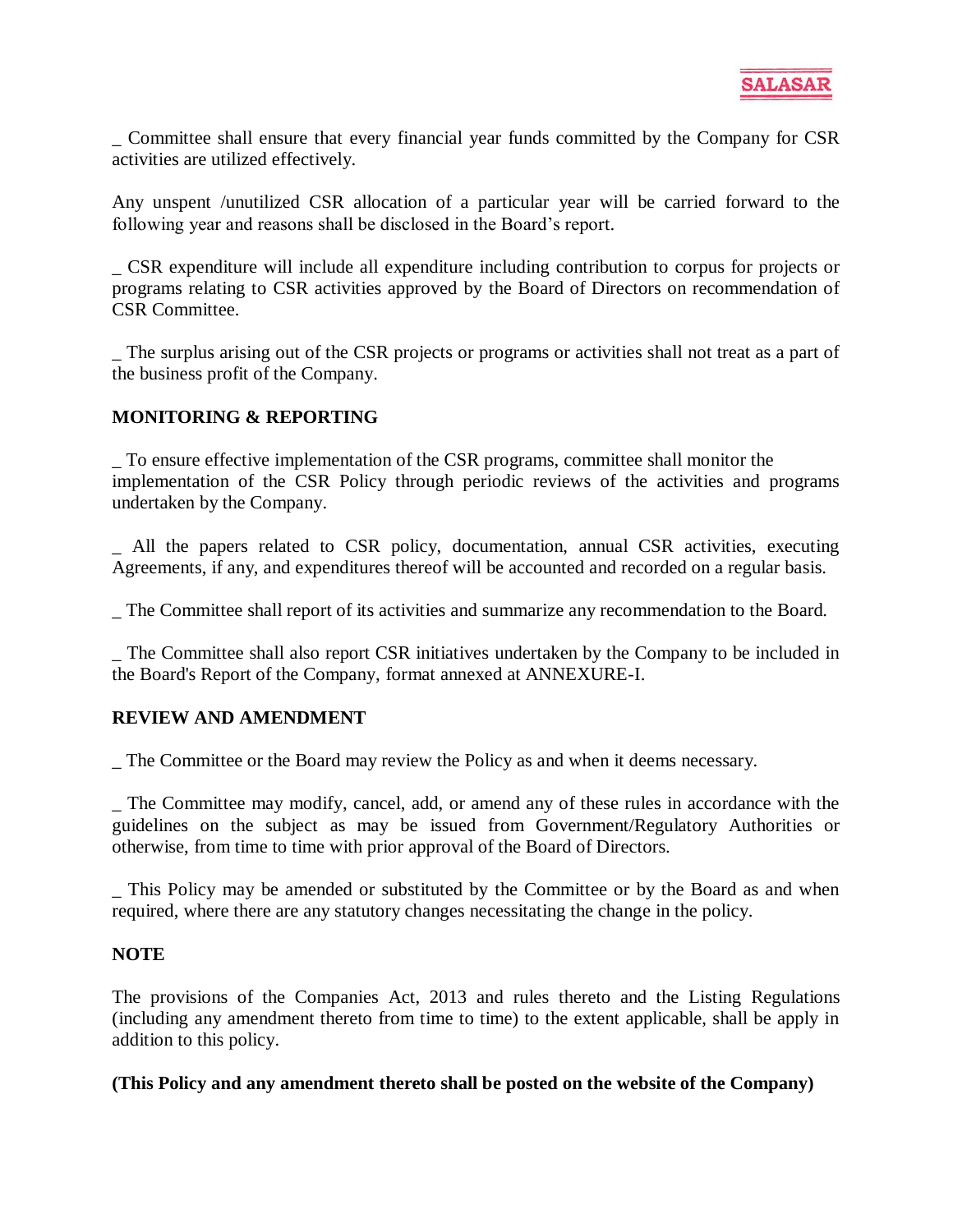_ Committee shall ensure that every financial year funds committed by the Company for CSR activities are utilized effectively.

Any unspent /unutilized CSR allocation of a particular year will be carried forward to the following year and reasons shall be disclosed in the Board's report.

_ CSR expenditure will include all expenditure including contribution to corpus for projects or programs relating to CSR activities approved by the Board of Directors on recommendation of CSR Committee.

_ The surplus arising out of the CSR projects or programs or activities shall not treat as a part of the business profit of the Company.

**MONITORING & REPORTING**

_ To ensure effective implementation of the CSR programs, committee shall monitor the implementation of the CSR Policy through periodic reviews of the activities and programs undertaken by the Company.

_ All the papers related to CSR policy, documentation, annual CSR activities, executing Agreements, if any, and expenditures thereof will be accounted and recorded on a regular basis.

_ The Committee shall report of its activities and summarize any recommendation to the Board.

_ The Committee shall also report CSR initiatives undertaken by the Company to be included in the Board's Report of the Company, format annexed at ANNEXURE-I.

**REVIEW AND AMENDMENT**

_ The Committee or the Board may review the Policy as and when it deems necessary.

_ The Committee may modify, cancel, add, or amend any of these rules in accordance with the guidelines on the subject as may be issued from Government/Regulatory Authorities or otherwise, from time to time with prior approval of the Board of Directors.

_ This Policy may be amended or substituted by the Committee or by the Board as and when required, where there are any statutory changes necessitating the change in the policy.

**NOTE**

The provisions of the Companies Act, 2013 and rules thereto and the Listing Regulations (including any amendment thereto from time to time) to the extent applicable, shall be apply in addition to this policy.

**(This Policy and any amendment thereto shall be posted on the website of the Company)**